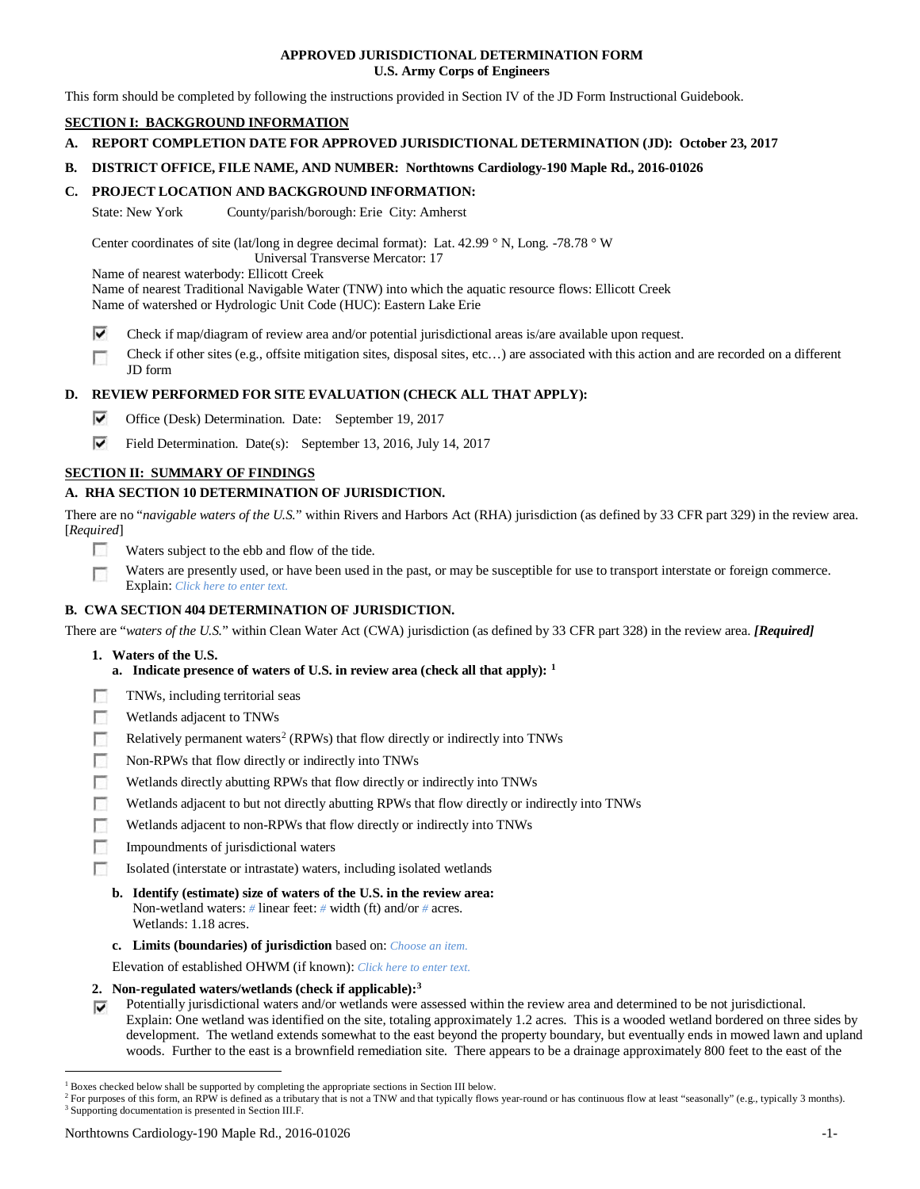# APPROVED JURISDICTIONAL DETERMINATION FORM
## U.S. Army Corps of Engineers

This form should be completed by following the instructions provided in Section IV of the JD Form Instructional Guidebook.

## SECTION I: BACKGROUND INFORMATION

**A. REPORT COMPLETION DATE FOR APPROVED JURISDICTIONAL DETERMINATION (JD): October 23, 2017**

**B. DISTRICT OFFICE, FILE NAME, AND NUMBER: Northtowns Cardiology-190 Maple Rd., 2016-01026**

**C. PROJECT LOCATION AND BACKGROUND INFORMATION:**

State: New York County/parish/borough: Erie City: Amherst

Center coordinates of site (lat/long in degree decimal format): Lat. 42.99 ° N, Long. -78.78 ° W
Universal Transverse Mercator: 17

Name of nearest waterbody: Ellicott Creek
Name of nearest Traditional Navigable Water (TNW) into which the aquatic resource flows: Ellicott Creek
Name of watershed or Hydrologic Unit Code (HUC): Eastern Lake Erie

- [x] Check if map/diagram of review area and/or potential jurisdictional areas is/are available upon request.
- [ ] Check if other sites (e.g., offsite mitigation sites, disposal sites, etc…) are associated with this action and are recorded on a different JD form

**D. REVIEW PERFORMED FOR SITE EVALUATION (CHECK ALL THAT APPLY):**

- [x] Office (Desk) Determination. Date: September 19, 2017
- [x] Field Determination. Date(s): September 13, 2016, July 14, 2017

## SECTION II: SUMMARY OF FINDINGS

**A. RHA SECTION 10 DETERMINATION OF JURISDICTION.**

There are no "*navigable waters of the U.S.*" within Rivers and Harbors Act (RHA) jurisdiction (as defined by 33 CFR part 329) in the review area. [*Required*]

- [ ] Waters subject to the ebb and flow of the tide.
- [ ] Waters are presently used, or have been used in the past, or may be susceptible for use to transport interstate or foreign commerce. Explain: *Click here to enter text.*

**B. CWA SECTION 404 DETERMINATION OF JURISDICTION.**

There are "*waters of the U.S.*" within Clean Water Act (CWA) jurisdiction (as defined by 33 CFR part 328) in the review area. ***[Required]***

**1. Waters of the U.S.**

**a. Indicate presence of waters of U.S. in review area (check all that apply): [1]**

- [ ] TNWs, including territorial seas
- [ ] Wetlands adjacent to TNWs
- [ ] Relatively permanent waters[2] (RPWs) that flow directly or indirectly into TNWs
- [ ] Non-RPWs that flow directly or indirectly into TNWs
- [ ] Wetlands directly abutting RPWs that flow directly or indirectly into TNWs
- [ ] Wetlands adjacent to but not directly abutting RPWs that flow directly or indirectly into TNWs
- [ ] Wetlands adjacent to non-RPWs that flow directly or indirectly into TNWs
- [ ] Impoundments of jurisdictional waters
- [ ] Isolated (interstate or intrastate) waters, including isolated wetlands

**b. Identify (estimate) size of waters of the U.S. in the review area:**
Non-wetland waters: # linear feet: # width (ft) and/or # acres.
Wetlands: 1.18 acres.

**c. Limits (boundaries) of jurisdiction** based on: *Choose an item.*

Elevation of established OHWM (if known): *Click here to enter text.*

**2. Non-regulated waters/wetlands (check if applicable):[3]**

- [x] Potentially jurisdictional waters and/or wetlands were assessed within the review area and determined to be not jurisdictional. Explain: One wetland was identified on the site, totaling approximately 1.2 acres. This is a wooded wetland bordered on three sides by development. The wetland extends somewhat to the east beyond the property boundary, but eventually ends in mowed lawn and upland woods. Further to the east is a brownfield remediation site. There appears to be a drainage approximately 800 feet to the east of the

---

[1] Boxes checked below shall be supported by completing the appropriate sections in Section III below.
[2] For purposes of this form, an RPW is defined as a tributary that is not a TNW and that typically flows year-round or has continuous flow at least "seasonally" (e.g., typically 3 months).
[3] Supporting documentation is presented in Section III.F.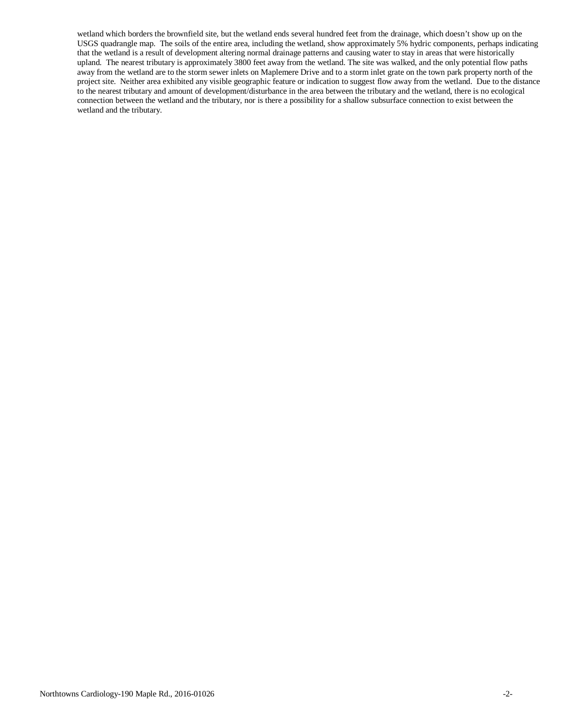wetland which borders the brownfield site, but the wetland ends several hundred feet from the drainage, which doesn't show up on the USGS quadrangle map. The soils of the entire area, including the wetland, show approximately 5% hydric components, perhaps indicating that the wetland is a result of development altering normal drainage patterns and causing water to stay in areas that were historically upland. The nearest tributary is approximately 3800 feet away from the wetland. The site was walked, and the only potential flow paths away from the wetland are to the storm sewer inlets on Maplemere Drive and to a storm inlet grate on the town park property north of the project site. Neither area exhibited any visible geographic feature or indication to suggest flow away from the wetland. Due to the distance to the nearest tributary and amount of development/disturbance in the area between the tributary and the wetland, there is no ecological connection between the wetland and the tributary, nor is there a possibility for a shallow subsurface connection to exist between the wetland and the tributary.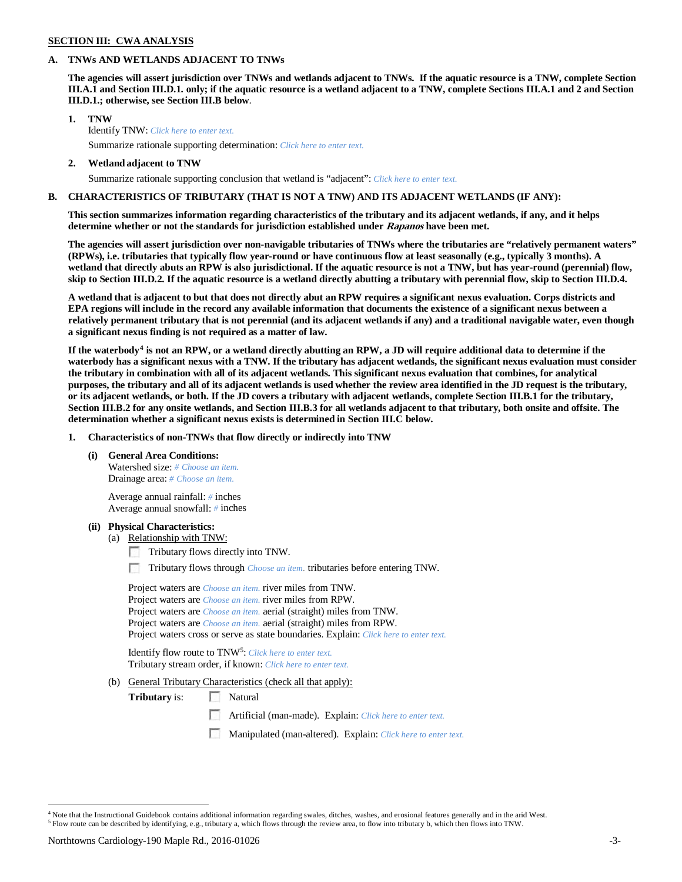**SECTION III: CWA ANALYSIS**

**A. TNWs AND WETLANDS ADJACENT TO TNWs**

**The agencies will assert jurisdiction over TNWs and wetlands adjacent to TNWs. If the aquatic resource is a TNW, complete Section III.A.1 and Section III.D.1. only; if the aquatic resource is a wetland adjacent to a TNW, complete Sections III.A.1 and 2 and Section III.D.1.; otherwise, see Section III.B below**.

**1. TNW**

Identify TNW: *Click here to enter text.*

Summarize rationale supporting determination: *Click here to enter text.*

**2. Wetland adjacent to TNW**

Summarize rationale supporting conclusion that wetland is "adjacent": *Click here to enter text.*

**B. CHARACTERISTICS OF TRIBUTARY (THAT IS NOT A TNW) AND ITS ADJACENT WETLANDS (IF ANY):**

**This section summarizes information regarding characteristics of the tributary and its adjacent wetlands, if any, and it helps determine whether or not the standards for jurisdiction established under *Rapanos* have been met.**

**The agencies will assert jurisdiction over non-navigable tributaries of TNWs where the tributaries are "relatively permanent waters" (RPWs), i.e. tributaries that typically flow year-round or have continuous flow at least seasonally (e.g., typically 3 months). A wetland that directly abuts an RPW is also jurisdictional. If the aquatic resource is not a TNW, but has year-round (perennial) flow, skip to Section III.D.2. If the aquatic resource is a wetland directly abutting a tributary with perennial flow, skip to Section III.D.4.**

**A wetland that is adjacent to but that does not directly abut an RPW requires a significant nexus evaluation. Corps districts and EPA regions will include in the record any available information that documents the existence of a significant nexus between a relatively permanent tributary that is not perennial (and its adjacent wetlands if any) and a traditional navigable water, even though a significant nexus finding is not required as a matter of law.**

**If the waterbody[4] is not an RPW, or a wetland directly abutting an RPW, a JD will require additional data to determine if the waterbody has a significant nexus with a TNW. If the tributary has adjacent wetlands, the significant nexus evaluation must consider the tributary in combination with all of its adjacent wetlands. This significant nexus evaluation that combines, for analytical purposes, the tributary and all of its adjacent wetlands is used whether the review area identified in the JD request is the tributary, or its adjacent wetlands, or both. If the JD covers a tributary with adjacent wetlands, complete Section III.B.1 for the tributary, Section III.B.2 for any onsite wetlands, and Section III.B.3 for all wetlands adjacent to that tributary, both onsite and offsite. The determination whether a significant nexus exists is determined in Section III.C below.**

**1. Characteristics of non-TNWs that flow directly or indirectly into TNW**

**(i) General Area Conditions:**

Watershed size: *# Choose an item.*
Drainage area: *# Choose an item.*

Average annual rainfall: *#* inches
Average annual snowfall: *#* inches

**(ii) Physical Characteristics:**

(a) Relationship with TNW:

☐ Tributary flows directly into TNW.

☐ Tributary flows through *Choose an item.* tributaries before entering TNW.

Project waters are *Choose an item.* river miles from TNW.
Project waters are *Choose an item.* river miles from RPW.
Project waters are *Choose an item.* aerial (straight) miles from TNW.
Project waters are *Choose an item.* aerial (straight) miles from RPW.
Project waters cross or serve as state boundaries. Explain: *Click here to enter text.*

Identify flow route to TNW[5]: *Click here to enter text.*
Tributary stream order, if known: *Click here to enter text.*

(b) General Tributary Characteristics (check all that apply):

**Tributary** is: ☐ Natural

☐ Artificial (man-made). Explain: *Click here to enter text.*

☐ Manipulated (man-altered). Explain: *Click here to enter text.*

---

[4] Note that the Instructional Guidebook contains additional information regarding swales, ditches, washes, and erosional features generally and in the arid West.
[5] Flow route can be described by identifying, e.g., tributary a, which flows through the review area, to flow into tributary b, which then flows into TNW.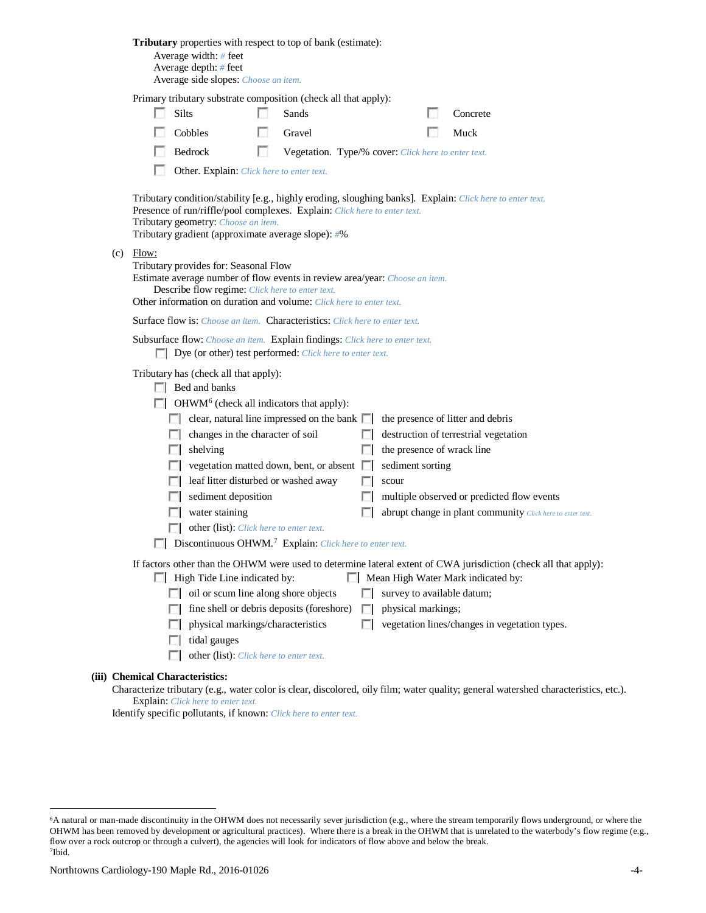**Tributary** properties with respect to top of bank (estimate):

Average width: # feet
Average depth: # feet
Average side slopes: Choose an item.

Primary tributary substrate composition (check all that apply):

- ☐ Silts
- ☐ Sands
- ☐ Concrete
- ☐ Cobbles
- ☐ Gravel
- ☐ Muck
- ☐ Bedrock
- ☐ Vegetation. Type/% cover: Click here to enter text.
- ☐ Other. Explain: Click here to enter text.

Tributary condition/stability [e.g., highly eroding, sloughing banks]. Explain: Click here to enter text.
Presence of run/riffle/pool complexes. Explain: Click here to enter text.
Tributary geometry: Choose an item.
Tributary gradient (approximate average slope): #%

(c) Flow:

Tributary provides for: Seasonal Flow
Estimate average number of flow events in review area/year: Choose an item.
Describe flow regime: Click here to enter text.
Other information on duration and volume: Click here to enter text.

Surface flow is: Choose an item. Characteristics: Click here to enter text.

Subsurface flow: Choose an item. Explain findings: Click here to enter text.

- ☐ Dye (or other) test performed: Click here to enter text.

Tributary has (check all that apply):

- ☐ Bed and banks
- ☐ OHWM[6] (check all indicators that apply):
  - ☐ clear, natural line impressed on the bank
  - ☐ the presence of litter and debris
  - ☐ changes in the character of soil
  - ☐ destruction of terrestrial vegetation
  - ☐ shelving
  - ☐ the presence of wrack line
  - ☐ vegetation matted down, bent, or absent
  - ☐ sediment sorting
  - ☐ leaf litter disturbed or washed away
  - ☐ scour
  - ☐ sediment deposition
  - ☐ multiple observed or predicted flow events
  - ☐ water staining
  - ☐ abrupt change in plant community Click here to enter text.
  - ☐ other (list): Click here to enter text.
- ☐ Discontinuous OHWM.[7] Explain: Click here to enter text.

If factors other than the OHWM were used to determine lateral extent of CWA jurisdiction (check all that apply):

- ☐ High Tide Line indicated by:
  - ☐ oil or scum line along shore objects
  - ☐ fine shell or debris deposits (foreshore)
  - ☐ physical markings/characteristics
  - ☐ tidal gauges
  - ☐ other (list): Click here to enter text.
- ☐ Mean High Water Mark indicated by:
  - ☐ survey to available datum;
  - ☐ physical markings;
  - ☐ vegetation lines/changes in vegetation types.

**(iii) Chemical Characteristics:**

Characterize tributary (e.g., water color is clear, discolored, oily film; water quality; general watershed characteristics, etc.).
Explain: Click here to enter text.
Identify specific pollutants, if known: Click here to enter text.

---

[6] A natural or man-made discontinuity in the OHWM does not necessarily sever jurisdiction (e.g., where the stream temporarily flows underground, or where the OHWM has been removed by development or agricultural practices). Where there is a break in the OHWM that is unrelated to the waterbody's flow regime (e.g., flow over a rock outcrop or through a culvert), the agencies will look for indicators of flow above and below the break.
[7] Ibid.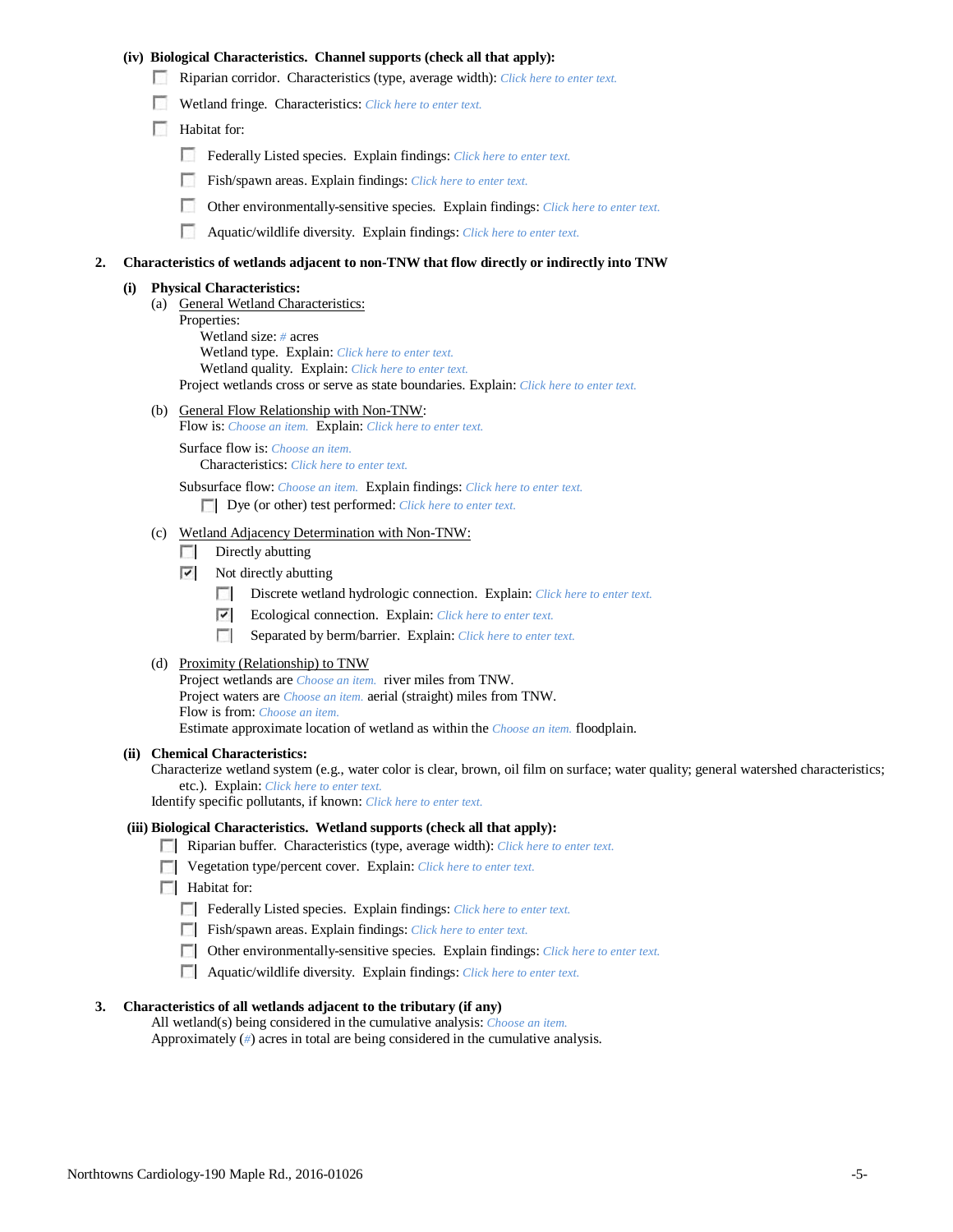**(iv) Biological Characteristics. Channel supports (check all that apply):**

- ☐ Riparian corridor. Characteristics (type, average width): *Click here to enter text.*
- ☐ Wetland fringe. Characteristics: *Click here to enter text.*
- ☐ Habitat for:
  - ☐ Federally Listed species. Explain findings: *Click here to enter text.*
  - ☐ Fish/spawn areas. Explain findings: *Click here to enter text.*
  - ☐ Other environmentally-sensitive species. Explain findings: *Click here to enter text.*
  - ☐ Aquatic/wildlife diversity. Explain findings: *Click here to enter text.*

**2. Characteristics of wetlands adjacent to non-TNW that flow directly or indirectly into TNW**

**(i) Physical Characteristics:**

(a) General Wetland Characteristics:

Properties:

Wetland size: *#* acres

Wetland type. Explain: *Click here to enter text.*

Wetland quality. Explain: *Click here to enter text.*

Project wetlands cross or serve as state boundaries. Explain: *Click here to enter text.*

(b) General Flow Relationship with Non-TNW:

Flow is: *Choose an item.* Explain: *Click here to enter text.*

Surface flow is: *Choose an item.*

Characteristics: *Click here to enter text.*

Subsurface flow: *Choose an item.* Explain findings: *Click here to enter text.*

- ☐ Dye (or other) test performed: *Click here to enter text.*

(c) Wetland Adjacency Determination with Non-TNW:

- ☐ Directly abutting
- ☑ Not directly abutting
  - ☐ Discrete wetland hydrologic connection. Explain: *Click here to enter text.*
  - ☑ Ecological connection. Explain: *Click here to enter text.*
  - ☐ Separated by berm/barrier. Explain: *Click here to enter text.*

(d) Proximity (Relationship) to TNW

Project wetlands are *Choose an item.* river miles from TNW.

Project waters are *Choose an item.* aerial (straight) miles from TNW.

Flow is from: *Choose an item.*

Estimate approximate location of wetland as within the *Choose an item.* floodplain.

**(ii) Chemical Characteristics:**

Characterize wetland system (e.g., water color is clear, brown, oil film on surface; water quality; general watershed characteristics; etc.). Explain: *Click here to enter text.*

Identify specific pollutants, if known: *Click here to enter text.*

**(iii) Biological Characteristics. Wetland supports (check all that apply):**

- ☐ Riparian buffer. Characteristics (type, average width): *Click here to enter text.*
- ☐ Vegetation type/percent cover. Explain: *Click here to enter text.*
- ☐ Habitat for:
  - ☐ Federally Listed species. Explain findings: *Click here to enter text.*
  - ☐ Fish/spawn areas. Explain findings: *Click here to enter text.*
  - ☐ Other environmentally-sensitive species. Explain findings: *Click here to enter text.*
  - ☐ Aquatic/wildlife diversity. Explain findings: *Click here to enter text.*

**3. Characteristics of all wetlands adjacent to the tributary (if any)**

All wetland(s) being considered in the cumulative analysis: *Choose an item.*

Approximately (*#*) acres in total are being considered in the cumulative analysis.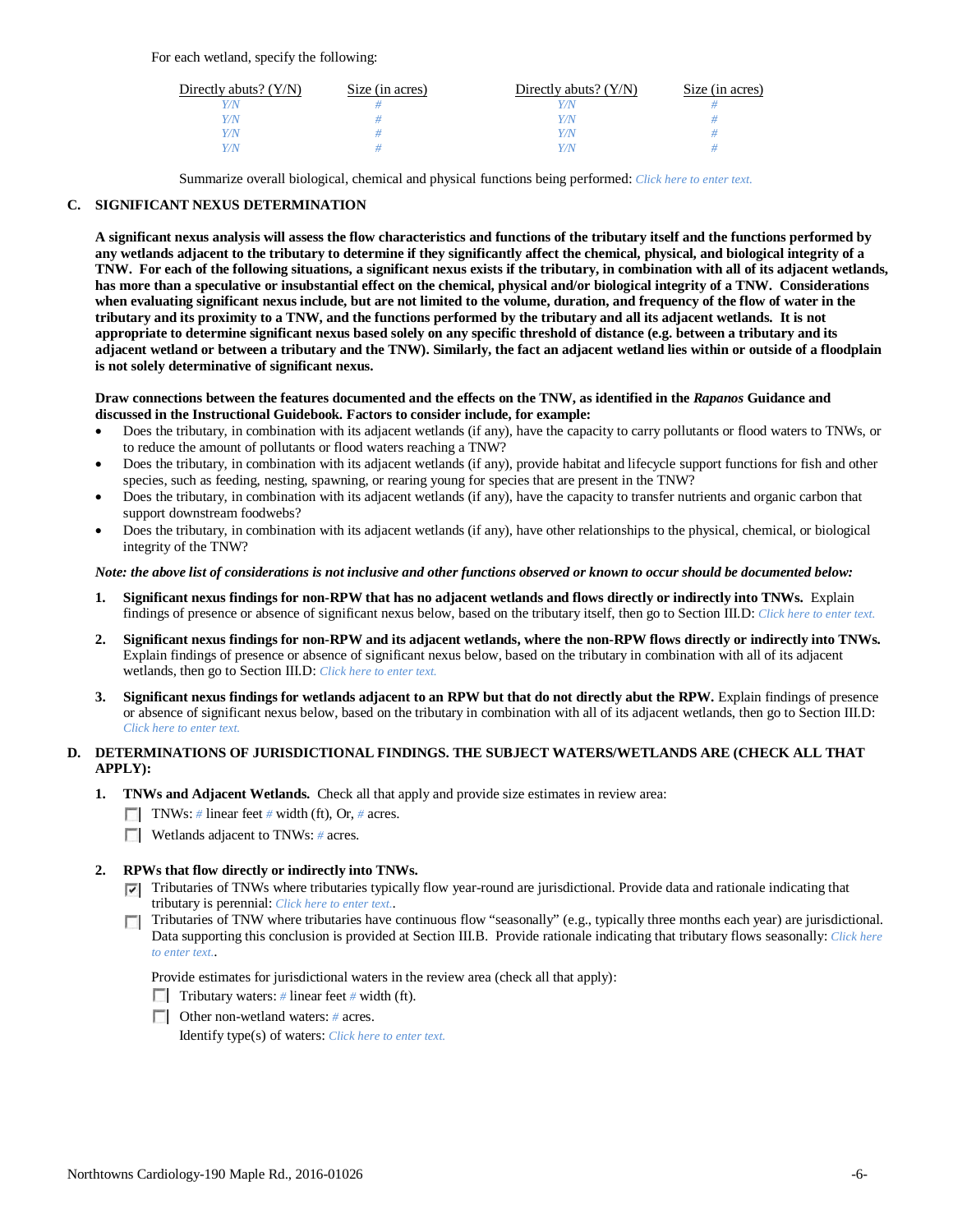For each wetland, specify the following:

| Directly abuts? (Y/N) | Size (in acres) | Directly abuts? (Y/N) | Size (in acres) |
|---|---|---|---|
| Y/N | # | Y/N | # |
| Y/N | # | Y/N | # |
| Y/N | # | Y/N | # |
| Y/N | # | Y/N | # |

Summarize overall biological, chemical and physical functions being performed: Click here to enter text.

**C. SIGNIFICANT NEXUS DETERMINATION**

**A significant nexus analysis will assess the flow characteristics and functions of the tributary itself and the functions performed by any wetlands adjacent to the tributary to determine if they significantly affect the chemical, physical, and biological integrity of a TNW. For each of the following situations, a significant nexus exists if the tributary, in combination with all of its adjacent wetlands, has more than a speculative or insubstantial effect on the chemical, physical and/or biological integrity of a TNW. Considerations when evaluating significant nexus include, but are not limited to the volume, duration, and frequency of the flow of water in the tributary and its proximity to a TNW, and the functions performed by the tributary and all its adjacent wetlands. It is not appropriate to determine significant nexus based solely on any specific threshold of distance (e.g. between a tributary and its adjacent wetland or between a tributary and the TNW). Similarly, the fact an adjacent wetland lies within or outside of a floodplain is not solely determinative of significant nexus.**

**Draw connections between the features documented and the effects on the TNW, as identified in the *Rapanos* Guidance and discussed in the Instructional Guidebook. Factors to consider include, for example:**

- Does the tributary, in combination with its adjacent wetlands (if any), have the capacity to carry pollutants or flood waters to TNWs, or to reduce the amount of pollutants or flood waters reaching a TNW?
- Does the tributary, in combination with its adjacent wetlands (if any), provide habitat and lifecycle support functions for fish and other species, such as feeding, nesting, spawning, or rearing young for species that are present in the TNW?
- Does the tributary, in combination with its adjacent wetlands (if any), have the capacity to transfer nutrients and organic carbon that support downstream foodwebs?
- Does the tributary, in combination with its adjacent wetlands (if any), have other relationships to the physical, chemical, or biological integrity of the TNW?

***Note: the above list of considerations is not inclusive and other functions observed or known to occur should be documented below:***

1. **Significant nexus findings for non-RPW that has no adjacent wetlands and flows directly or indirectly into TNWs.** Explain findings of presence or absence of significant nexus below, based on the tributary itself, then go to Section III.D: Click here to enter text.

2. **Significant nexus findings for non-RPW and its adjacent wetlands, where the non-RPW flows directly or indirectly into TNWs.** Explain findings of presence or absence of significant nexus below, based on the tributary in combination with all of its adjacent wetlands, then go to Section III.D: Click here to enter text.

3. **Significant nexus findings for wetlands adjacent to an RPW but that do not directly abut the RPW.** Explain findings of presence or absence of significant nexus below, based on the tributary in combination with all of its adjacent wetlands, then go to Section III.D: Click here to enter text.

**D. DETERMINATIONS OF JURISDICTIONAL FINDINGS. THE SUBJECT WATERS/WETLANDS ARE (CHECK ALL THAT APPLY):**

1. **TNWs and Adjacent Wetlands.** Check all that apply and provide size estimates in review area:

   ☐ TNWs: # linear feet # width (ft), Or, # acres.

   ☐ Wetlands adjacent to TNWs: # acres.

2. **RPWs that flow directly or indirectly into TNWs.**

   ☑ Tributaries of TNWs where tributaries typically flow year-round are jurisdictional. Provide data and rationale indicating that tributary is perennial: Click here to enter text..

   ☐ Tributaries of TNW where tributaries have continuous flow "seasonally" (e.g., typically three months each year) are jurisdictional. Data supporting this conclusion is provided at Section III.B. Provide rationale indicating that tributary flows seasonally: Click here to enter text..

   Provide estimates for jurisdictional waters in the review area (check all that apply):

   ☐ Tributary waters: # linear feet # width (ft).

   ☐ Other non-wetland waters: # acres.

   Identify type(s) of waters: Click here to enter text.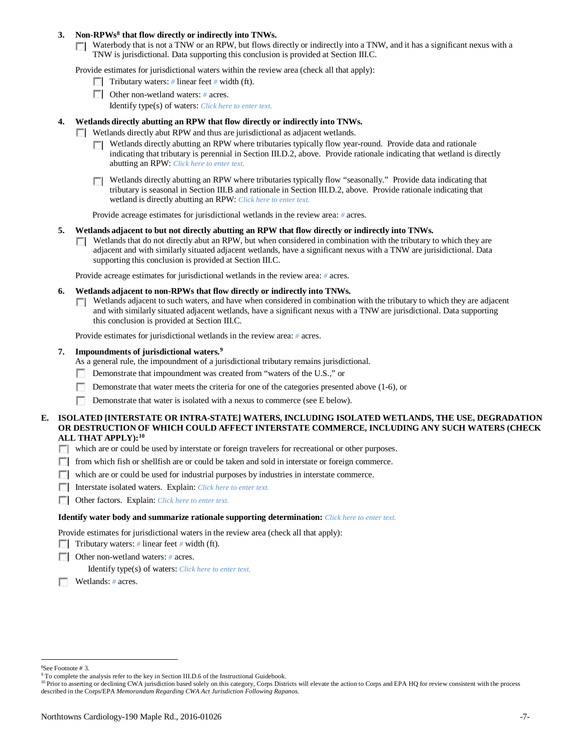**3. Non-RPWs[8] that flow directly or indirectly into TNWs.**

☐ Waterbody that is not a TNW or an RPW, but flows directly or indirectly into a TNW, and it has a significant nexus with a TNW is jurisdictional. Data supporting this conclusion is provided at Section III.C.

Provide estimates for jurisdictional waters within the review area (check all that apply):

☐ Tributary waters: # linear feet # width (ft).

☐ Other non-wetland waters: # acres.

Identify type(s) of waters: *Click here to enter text.*

**4. Wetlands directly abutting an RPW that flow directly or indirectly into TNWs.**

☐ Wetlands directly abut RPW and thus are jurisdictional as adjacent wetlands.

☐ Wetlands directly abutting an RPW where tributaries typically flow year-round. Provide data and rationale indicating that tributary is perennial in Section III.D.2, above. Provide rationale indicating that wetland is directly abutting an RPW: *Click here to enter text.*

☐ Wetlands directly abutting an RPW where tributaries typically flow "seasonally." Provide data indicating that tributary is seasonal in Section III.B and rationale in Section III.D.2, above. Provide rationale indicating that wetland is directly abutting an RPW: *Click here to enter text.*

Provide acreage estimates for jurisdictional wetlands in the review area: # acres.

**5. Wetlands adjacent to but not directly abutting an RPW that flow directly or indirectly into TNWs.**

☐ Wetlands that do not directly abut an RPW, but when considered in combination with the tributary to which they are adjacent and with similarly situated adjacent wetlands, have a significant nexus with a TNW are jurisidictional. Data supporting this conclusion is provided at Section III.C.

Provide acreage estimates for jurisdictional wetlands in the review area: # acres.

**6. Wetlands adjacent to non-RPWs that flow directly or indirectly into TNWs.**

☐ Wetlands adjacent to such waters, and have when considered in combination with the tributary to which they are adjacent and with similarly situated adjacent wetlands, have a significant nexus with a TNW are jurisdictional. Data supporting this conclusion is provided at Section III.C.

Provide estimates for jurisdictional wetlands in the review area: # acres.

**7. Impoundments of jurisdictional waters.[9]**

As a general rule, the impoundment of a jurisdictional tributary remains jurisdictional.

☐ Demonstrate that impoundment was created from "waters of the U.S.," or

☐ Demonstrate that water meets the criteria for one of the categories presented above (1-6), or

☐ Demonstrate that water is isolated with a nexus to commerce (see E below).

**E. ISOLATED [INTERSTATE OR INTRA-STATE] WATERS, INCLUDING ISOLATED WETLANDS, THE USE, DEGRADATION OR DESTRUCTION OF WHICH COULD AFFECT INTERSTATE COMMERCE, INCLUDING ANY SUCH WATERS (CHECK ALL THAT APPLY):[10]**

☐ which are or could be used by interstate or foreign travelers for recreational or other purposes.

☐ from which fish or shellfish are or could be taken and sold in interstate or foreign commerce.

☐ which are or could be used for industrial purposes by industries in interstate commerce.

☐ Interstate isolated waters. Explain: *Click here to enter text.*

☐ Other factors. Explain: *Click here to enter text.*

**Identify water body and summarize rationale supporting determination:** *Click here to enter text.*

Provide estimates for jurisdictional waters in the review area (check all that apply):

☐ Tributary waters: # linear feet # width (ft).

☐ Other non-wetland waters: # acres.

Identify type(s) of waters: *Click here to enter text.*

☐ Wetlands: # acres.

---

[8] See Footnote # 3.

[9] To complete the analysis refer to the key in Section III.D.6 of the Instructional Guidebook.

[10] Prior to asserting or declining CWA jurisdiction based solely on this category, Corps Districts will elevate the action to Corps and EPA HQ for review consistent with the process described in the Corps/EPA *Memorandum Regarding CWA Act Jurisdiction Following Rapanos.*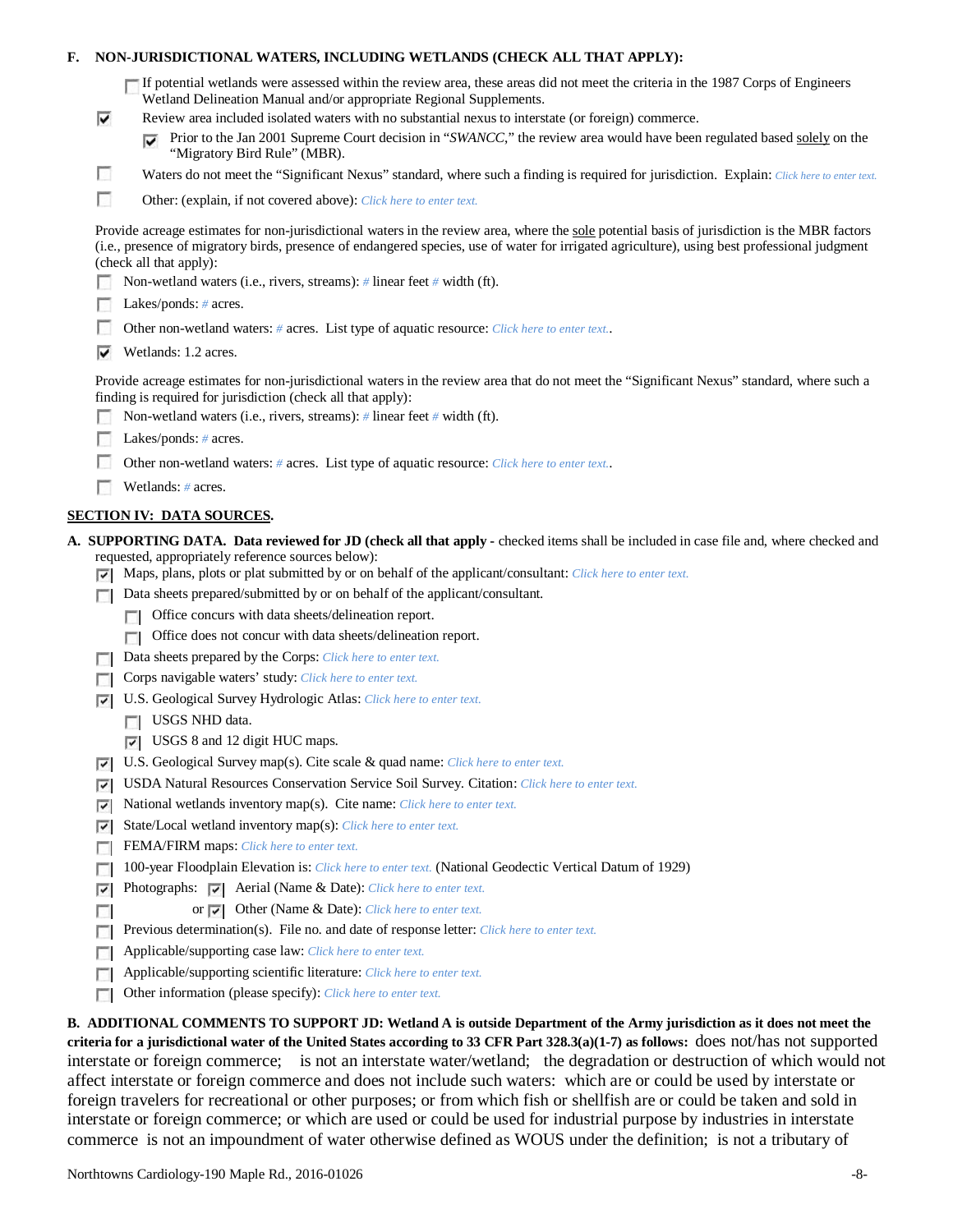**F. NON-JURISDICTIONAL WATERS, INCLUDING WETLANDS (CHECK ALL THAT APPLY):**

- ☐ If potential wetlands were assessed within the review area, these areas did not meet the criteria in the 1987 Corps of Engineers Wetland Delineation Manual and/or appropriate Regional Supplements.
- ☑ Review area included isolated waters with no substantial nexus to interstate (or foreign) commerce.
  - ☑ Prior to the Jan 2001 Supreme Court decision in "*SWANCC*," the review area would have been regulated based solely on the "Migratory Bird Rule" (MBR).
- ☐ Waters do not meet the "Significant Nexus" standard, where such a finding is required for jurisdiction. Explain: *Click here to enter text.*
- ☐ Other: (explain, if not covered above): *Click here to enter text.*

Provide acreage estimates for non-jurisdictional waters in the review area, where the sole potential basis of jurisdiction is the MBR factors (i.e., presence of migratory birds, presence of endangered species, use of water for irrigated agriculture), using best professional judgment (check all that apply):

- ☐ Non-wetland waters (i.e., rivers, streams): *#* linear feet *#* width (ft).
- ☐ Lakes/ponds: *#* acres.
- ☐ Other non-wetland waters: *#* acres. List type of aquatic resource: *Click here to enter text.*.
- ☑ Wetlands: 1.2 acres.

Provide acreage estimates for non-jurisdictional waters in the review area that do not meet the "Significant Nexus" standard, where such a finding is required for jurisdiction (check all that apply):

- ☐ Non-wetland waters (i.e., rivers, streams): *#* linear feet *#* width (ft).
- ☐ Lakes/ponds: *#* acres.
- ☐ Other non-wetland waters: *#* acres. List type of aquatic resource: *Click here to enter text.*.
- ☐ Wetlands: *#* acres.

**SECTION IV: DATA SOURCES.**

**A. SUPPORTING DATA. Data reviewed for JD (check all that apply -** checked items shall be included in case file and, where checked and requested, appropriately reference sources below):

- ☑ Maps, plans, plots or plat submitted by or on behalf of the applicant/consultant: *Click here to enter text.*
- ☐ Data sheets prepared/submitted by or on behalf of the applicant/consultant.
  - ☐ Office concurs with data sheets/delineation report.
  - ☐ Office does not concur with data sheets/delineation report.
- ☐ Data sheets prepared by the Corps: *Click here to enter text.*
- ☐ Corps navigable waters' study: *Click here to enter text.*
- ☑ U.S. Geological Survey Hydrologic Atlas: *Click here to enter text.*
  - ☐ USGS NHD data.
  - ☑ USGS 8 and 12 digit HUC maps.
- ☑ U.S. Geological Survey map(s). Cite scale & quad name: *Click here to enter text.*
- ☑ USDA Natural Resources Conservation Service Soil Survey. Citation: *Click here to enter text.*
- ☑ National wetlands inventory map(s). Cite name: *Click here to enter text.*
- ☑ State/Local wetland inventory map(s): *Click here to enter text.*
- ☐ FEMA/FIRM maps: *Click here to enter text.*
- ☐ 100-year Floodplain Elevation is: *Click here to enter text.* (National Geodectic Vertical Datum of 1929)
- ☑ Photographs: ☑ Aerial (Name & Date): *Click here to enter text.*
- ☐ or ☑ Other (Name & Date): *Click here to enter text.*
- ☐ Previous determination(s). File no. and date of response letter: *Click here to enter text.*
- ☐ Applicable/supporting case law: *Click here to enter text.*
- ☐ Applicable/supporting scientific literature: *Click here to enter text.*
- ☐ Other information (please specify): *Click here to enter text.*

**B. ADDITIONAL COMMENTS TO SUPPORT JD: Wetland A is outside Department of the Army jurisdiction as it does not meet the criteria for a jurisdictional water of the United States according to 33 CFR Part 328.3(a)(1-7) as follows:** does not/has not supported interstate or foreign commerce; is not an interstate water/wetland; the degradation or destruction of which would not affect interstate or foreign commerce and does not include such waters: which are or could be used by interstate or foreign travelers for recreational or other purposes; or from which fish or shellfish are or could be taken and sold in interstate or foreign commerce; or which are used or could be used for industrial purpose by industries in interstate commerce is not an impoundment of water otherwise defined as WOUS under the definition; is not a tributary of

Northtowns Cardiology-190 Maple Rd., 2016-01026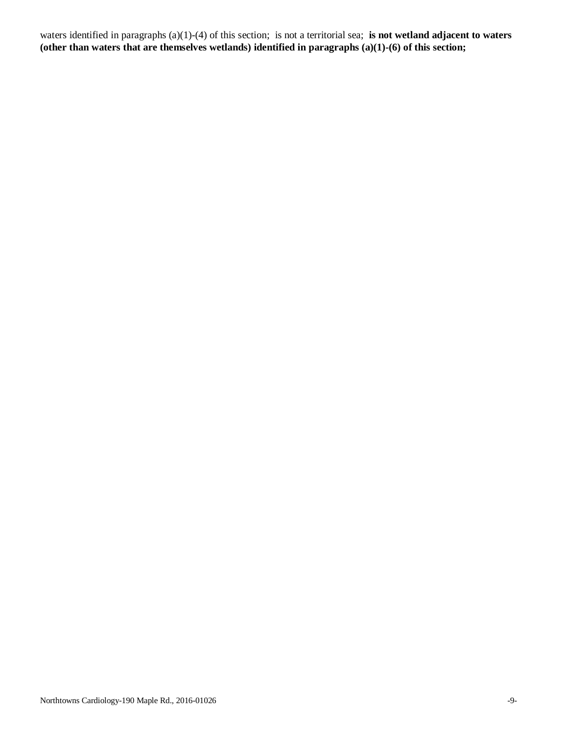waters identified in paragraphs (a)(1)-(4) of this section; is not a territorial sea; **is not wetland adjacent to waters (other than waters that are themselves wetlands) identified in paragraphs (a)(1)-(6) of this section;**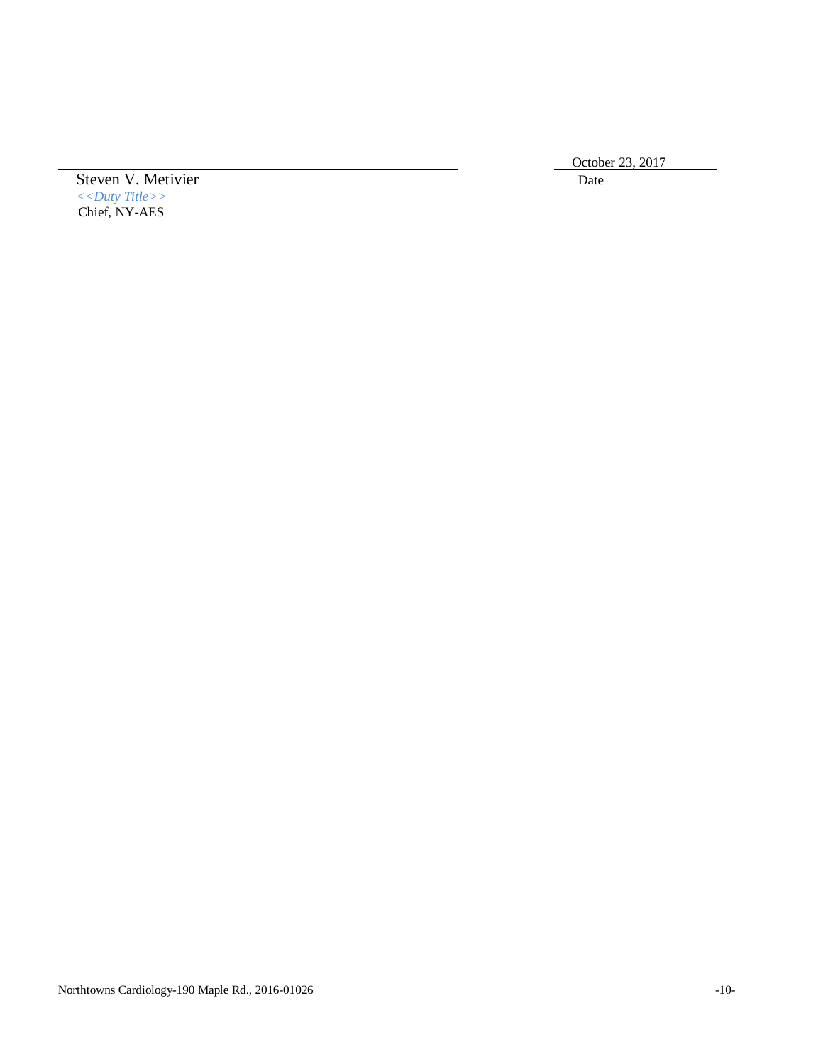| | |
|---|---|
| \_\_\_\_\_\_\_\_\_\_\_\_\_\_\_\_\_\_\_\_\_\_\_\_\_\_\_\_\_\_\_\_\_\_\_\_\_\_ | October 23, 2017 |
| Steven V. Metivier | Date |
| *<<Duty Title>>* | |
| Chief, NY-AES | |